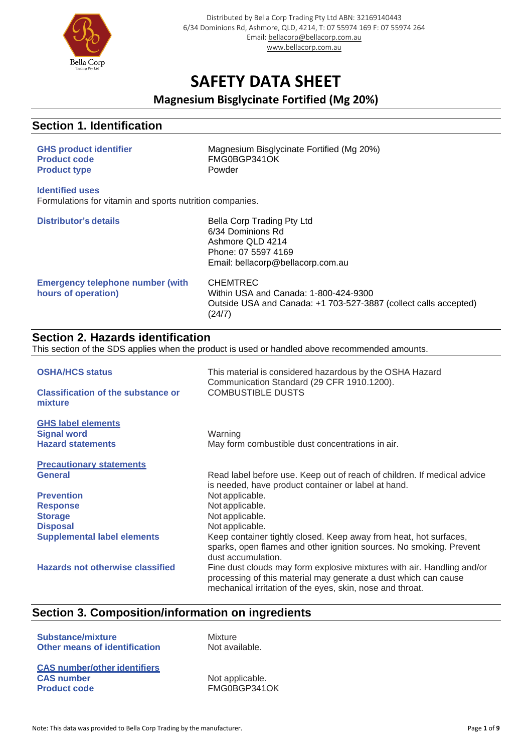Distributed by Bella Corp Trading Pty Ltd ABN: 32169140443
6/34 Dominions Rd, Ashmore, QLD, 4214, T: 07 55974 169 F: 07 55974 264
Email: bellacorp@bellacorp.com.au
www.bellacorp.com.au

# SAFETY DATA SHEET

## Magnesium Bisglycinate Fortified (Mg 20%)

## Section 1. Identification

**GHS product identifier** Magnesium Bisglycinate Fortified (Mg 20%)
**Product code** FMG0BGP341OK
**Product type** Powder

**Identified uses**
Formulations for vitamin and sports nutrition companies.

**Distributor's details**
Bella Corp Trading Pty Ltd
6/34 Dominions Rd
Ashmore QLD 4214
Phone: 07 5597 4169
Email: bellacorp@bellacorp.com.au

**Emergency telephone number (with hours of operation)**
CHEMTREC
Within USA and Canada: 1-800-424-9300
Outside USA and Canada: +1 703-527-3887 (collect calls accepted) (24/7)

## Section 2. Hazards identification

This section of the SDS applies when the product is used or handled above recommended amounts.

**OSHA/HCS status** This material is considered hazardous by the OSHA Hazard Communication Standard (29 CFR 1910.1200).

**Classification of the substance or mixture** COMBUSTIBLE DUSTS

**GHS label elements**

**Signal word** Warning

**Hazard statements** May form combustible dust concentrations in air.

**Precautionary statements**

**General** Read label before use. Keep out of reach of children. If medical advice is needed, have product container or label at hand.

**Prevention** Not applicable.

**Response** Not applicable.

**Storage** Not applicable.

**Disposal** Not applicable.

**Supplemental label elements** Keep container tightly closed. Keep away from heat, hot surfaces, sparks, open flames and other ignition sources. No smoking. Prevent dust accumulation.

**Hazards not otherwise classified** Fine dust clouds may form explosive mixtures with air. Handling and/or processing of this material may generate a dust which can cause mechanical irritation of the eyes, skin, nose and throat.

## Section 3. Composition/information on ingredients

**Substance/mixture** Mixture
**Other means of identification** Not available.

**CAS number/other identifiers**

**CAS number** Not applicable.
**Product code** FMG0BGP341OK

Note: This data was provided to Bella Corp Trading by the manufacturer.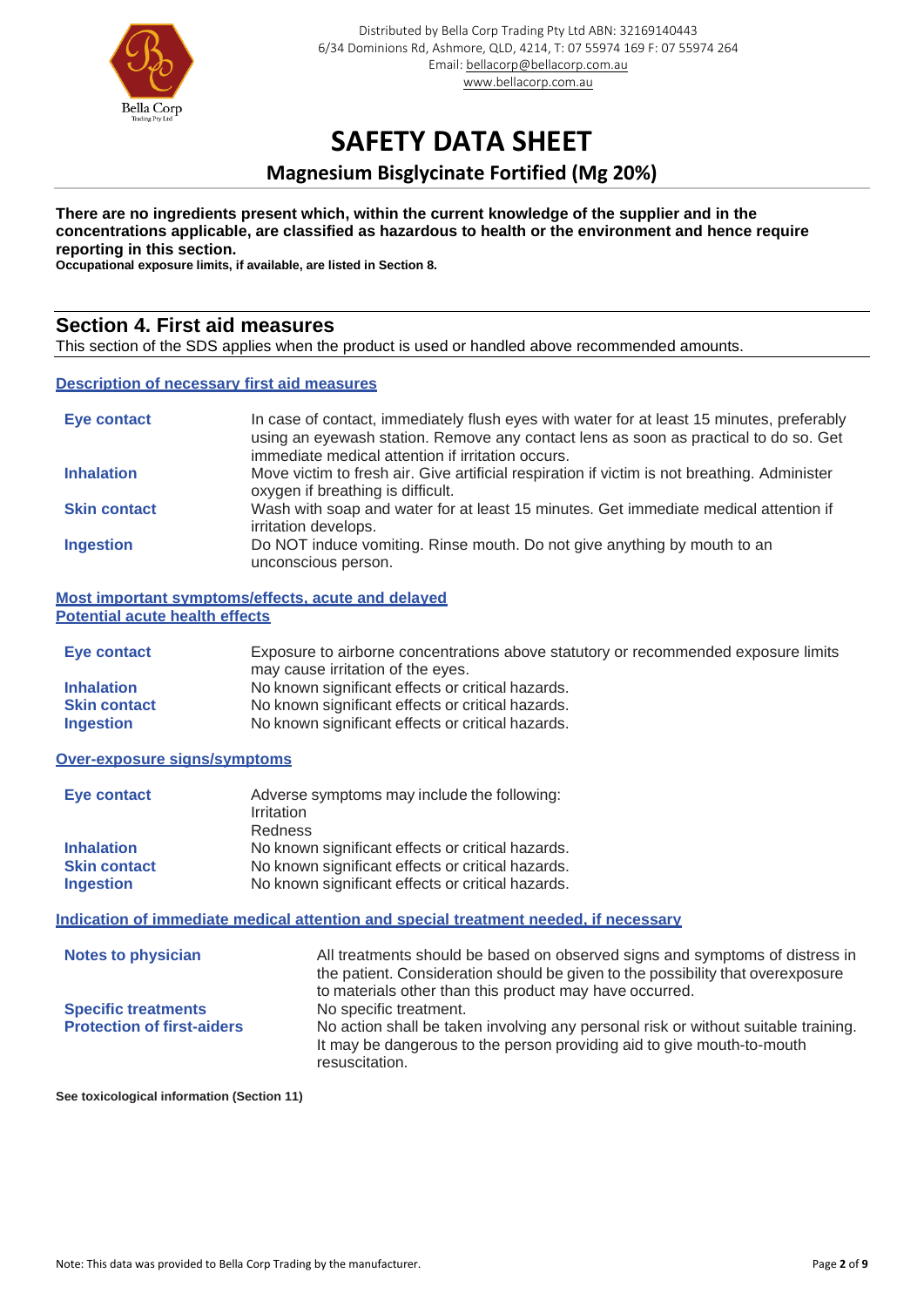**There are no ingredients present which, within the current knowledge of the supplier and in the concentrations applicable, are classified as hazardous to health or the environment and hence require reporting in this section.**

**Occupational exposure limits, if available, are listed in Section 8.**

## Section 4. First aid measures

This section of the SDS applies when the product is used or handled above recommended amounts.

### Description of necessary first aid measures

| | |
|---|---|
| **Eye contact** | In case of contact, immediately flush eyes with water for at least 15 minutes, preferably using an eyewash station. Remove any contact lens as soon as practical to do so. Get immediate medical attention if irritation occurs. |
| **Inhalation** | Move victim to fresh air. Give artificial respiration if victim is not breathing. Administer oxygen if breathing is difficult. |
| **Skin contact** | Wash with soap and water for at least 15 minutes. Get immediate medical attention if irritation develops. |
| **Ingestion** | Do NOT induce vomiting. Rinse mouth. Do not give anything by mouth to an unconscious person. |

### Most important symptoms/effects, acute and delayed

### Potential acute health effects

| | |
|---|---|
| **Eye contact** | Exposure to airborne concentrations above statutory or recommended exposure limits may cause irritation of the eyes. |
| **Inhalation** | No known significant effects or critical hazards. |
| **Skin contact** | No known significant effects or critical hazards. |
| **Ingestion** | No known significant effects or critical hazards. |

### Over-exposure signs/symptoms

| | |
|---|---|
| **Eye contact** | Adverse symptoms may include the following:<br>Irritation<br>Redness |
| **Inhalation** | No known significant effects or critical hazards. |
| **Skin contact** | No known significant effects or critical hazards. |
| **Ingestion** | No known significant effects or critical hazards. |

### Indication of immediate medical attention and special treatment needed, if necessary

| | |
|---|---|
| **Notes to physician** | All treatments should be based on observed signs and symptoms of distress in the patient. Consideration should be given to the possibility that overexposure to materials other than this product may have occurred. |
| **Specific treatments** | No specific treatment. |
| **Protection of first-aiders** | No action shall be taken involving any personal risk or without suitable training. It may be dangerous to the person providing aid to give mouth-to-mouth resuscitation. |

**See toxicological information (Section 11)**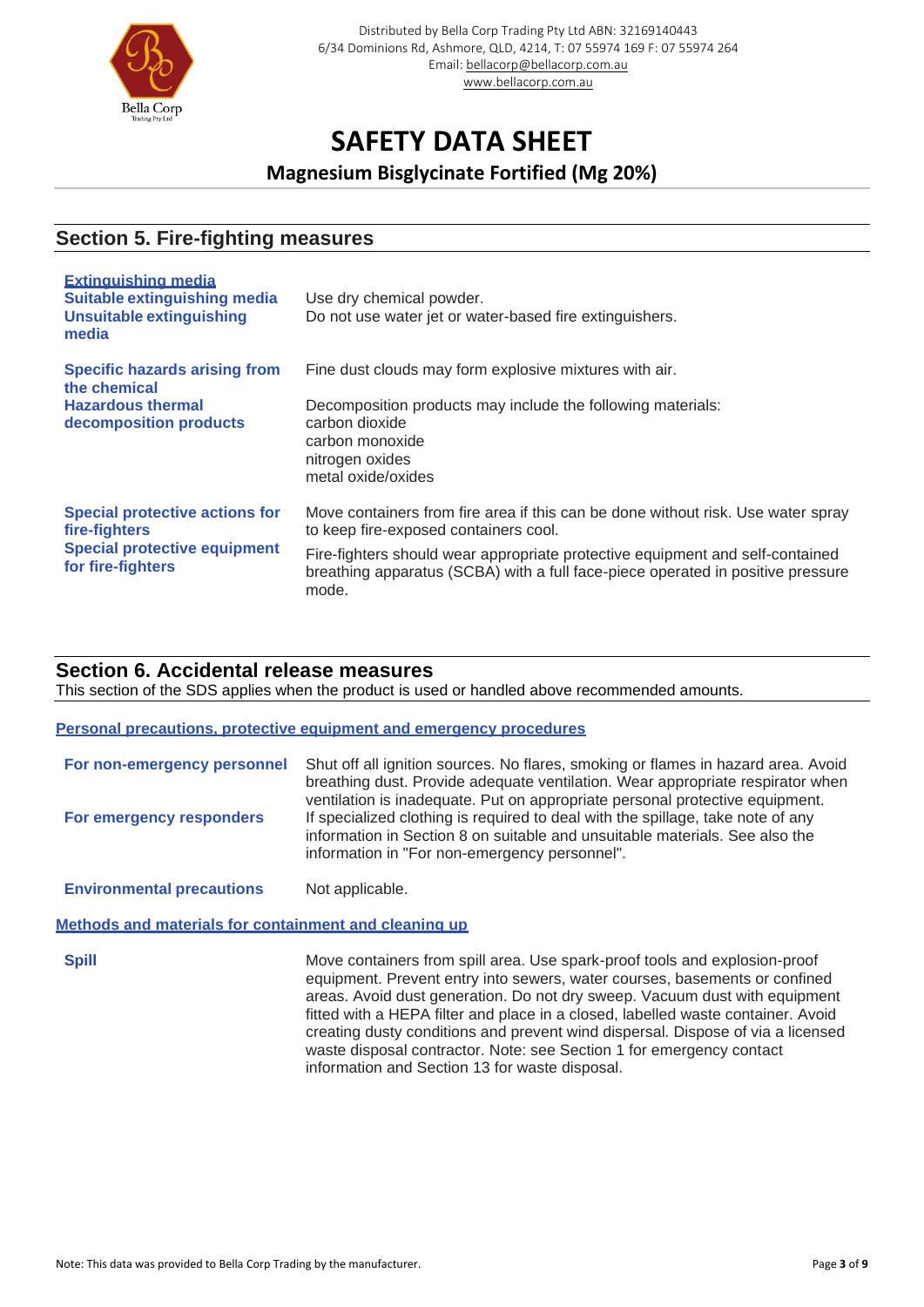# SAFETY DATA SHEET

## Magnesium Bisglycinate Fortified (Mg 20%)

## Section 5. Fire-fighting measures

**Extinguishing media**

| | |
|---|---|
| **Suitable extinguishing media** | Use dry chemical powder. |
| **Unsuitable extinguishing media** | Do not use water jet or water-based fire extinguishers. |
| **Specific hazards arising from the chemical** | Fine dust clouds may form explosive mixtures with air. |
| **Hazardous thermal decomposition products** | Decomposition products may include the following materials: carbon dioxide, carbon monoxide, nitrogen oxides, metal oxide/oxides |
| **Special protective actions for fire-fighters** | Move containers from fire area if this can be done without risk. Use water spray to keep fire-exposed containers cool. |
| **Special protective equipment for fire-fighters** | Fire-fighters should wear appropriate protective equipment and self-contained breathing apparatus (SCBA) with a full face-piece operated in positive pressure mode. |

## Section 6. Accidental release measures

This section of the SDS applies when the product is used or handled above recommended amounts.

**Personal precautions, protective equipment and emergency procedures**

| | |
|---|---|
| **For non-emergency personnel** | Shut off all ignition sources. No flares, smoking or flames in hazard area. Avoid breathing dust. Provide adequate ventilation. Wear appropriate respirator when ventilation is inadequate. Put on appropriate personal protective equipment. |
| **For emergency responders** | If specialized clothing is required to deal with the spillage, take note of any information in Section 8 on suitable and unsuitable materials. See also the information in "For non-emergency personnel". |
| **Environmental precautions** | Not applicable. |

**Methods and materials for containment and cleaning up**

| | |
|---|---|
| **Spill** | Move containers from spill area. Use spark-proof tools and explosion-proof equipment. Prevent entry into sewers, water courses, basements or confined areas. Avoid dust generation. Do not dry sweep. Vacuum dust with equipment fitted with a HEPA filter and place in a closed, labelled waste container. Avoid creating dusty conditions and prevent wind dispersal. Dispose of via a licensed waste disposal contractor. Note: see Section 1 for emergency contact information and Section 13 for waste disposal. |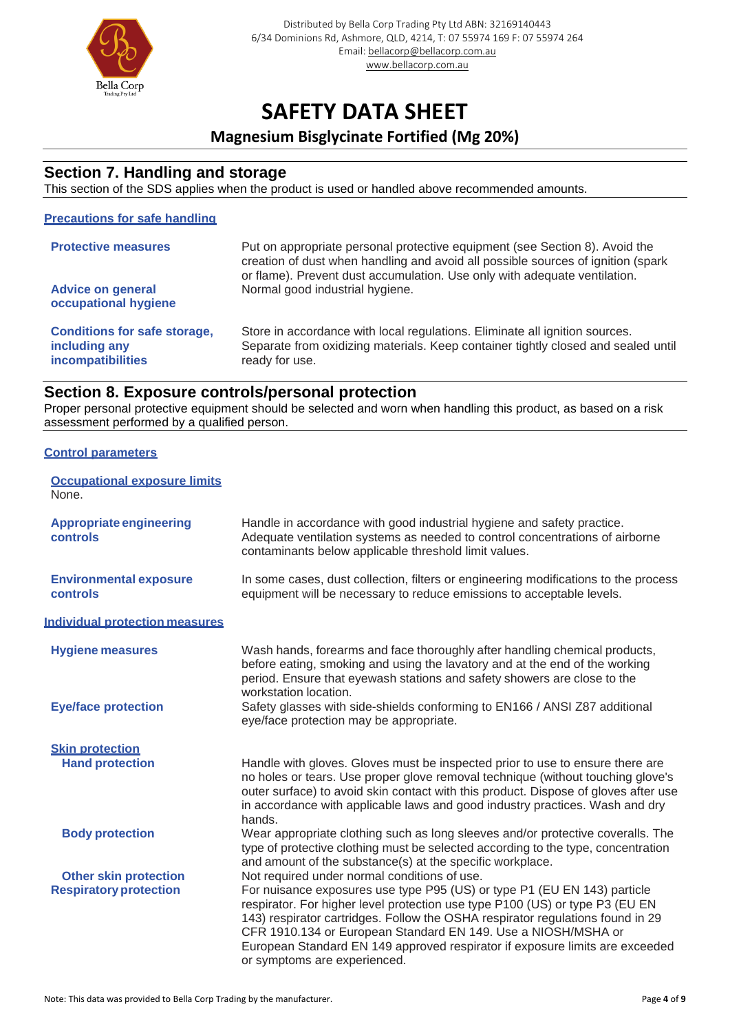# SAFETY DATA SHEET

## Magnesium Bisglycinate Fortified (Mg 20%)

## Section 7. Handling and storage

This section of the SDS applies when the product is used or handled above recommended amounts.

### Precautions for safe handling

**Protective measures**
Put on appropriate personal protective equipment (see Section 8). Avoid the creation of dust when handling and avoid all possible sources of ignition (spark or flame). Prevent dust accumulation. Use only with adequate ventilation.

**Advice on general occupational hygiene**
Normal good industrial hygiene.

**Conditions for safe storage, including any incompatibilities**
Store in accordance with local regulations. Eliminate all ignition sources. Separate from oxidizing materials. Keep container tightly closed and sealed until ready for use.

## Section 8. Exposure controls/personal protection

Proper personal protective equipment should be selected and worn when handling this product, as based on a risk assessment performed by a qualified person.

### Control parameters

**Occupational exposure limits**
None.

**Appropriate engineering controls**
Handle in accordance with good industrial hygiene and safety practice. Adequate ventilation systems as needed to control concentrations of airborne contaminants below applicable threshold limit values.

**Environmental exposure controls**
In some cases, dust collection, filters or engineering modifications to the process equipment will be necessary to reduce emissions to acceptable levels.

### Individual protection measures

**Hygiene measures**
Wash hands, forearms and face thoroughly after handling chemical products, before eating, smoking and using the lavatory and at the end of the working period. Ensure that eyewash stations and safety showers are close to the workstation location.

**Eye/face protection**
Safety glasses with side-shields conforming to EN166 / ANSI Z87 additional eye/face protection may be appropriate.

**Skin protection**

**Hand protection**
Handle with gloves. Gloves must be inspected prior to use to ensure there are no holes or tears. Use proper glove removal technique (without touching glove's outer surface) to avoid skin contact with this product. Dispose of gloves after use in accordance with applicable laws and good industry practices. Wash and dry hands.

**Body protection**
Wear appropriate clothing such as long sleeves and/or protective coveralls. The type of protective clothing must be selected according to the type, concentration and amount of the substance(s) at the specific workplace.

**Other skin protection**
Not required under normal conditions of use.

**Respiratory protection**
For nuisance exposures use type P95 (US) or type P1 (EU EN 143) particle respirator. For higher level protection use type P100 (US) or type P3 (EU EN 143) respirator cartridges. Follow the OSHA respirator regulations found in 29 CFR 1910.134 or European Standard EN 149. Use a NIOSH/MSHA or European Standard EN 149 approved respirator if exposure limits are exceeded or symptoms are experienced.

Note: This data was provided to Bella Corp Trading by the manufacturer.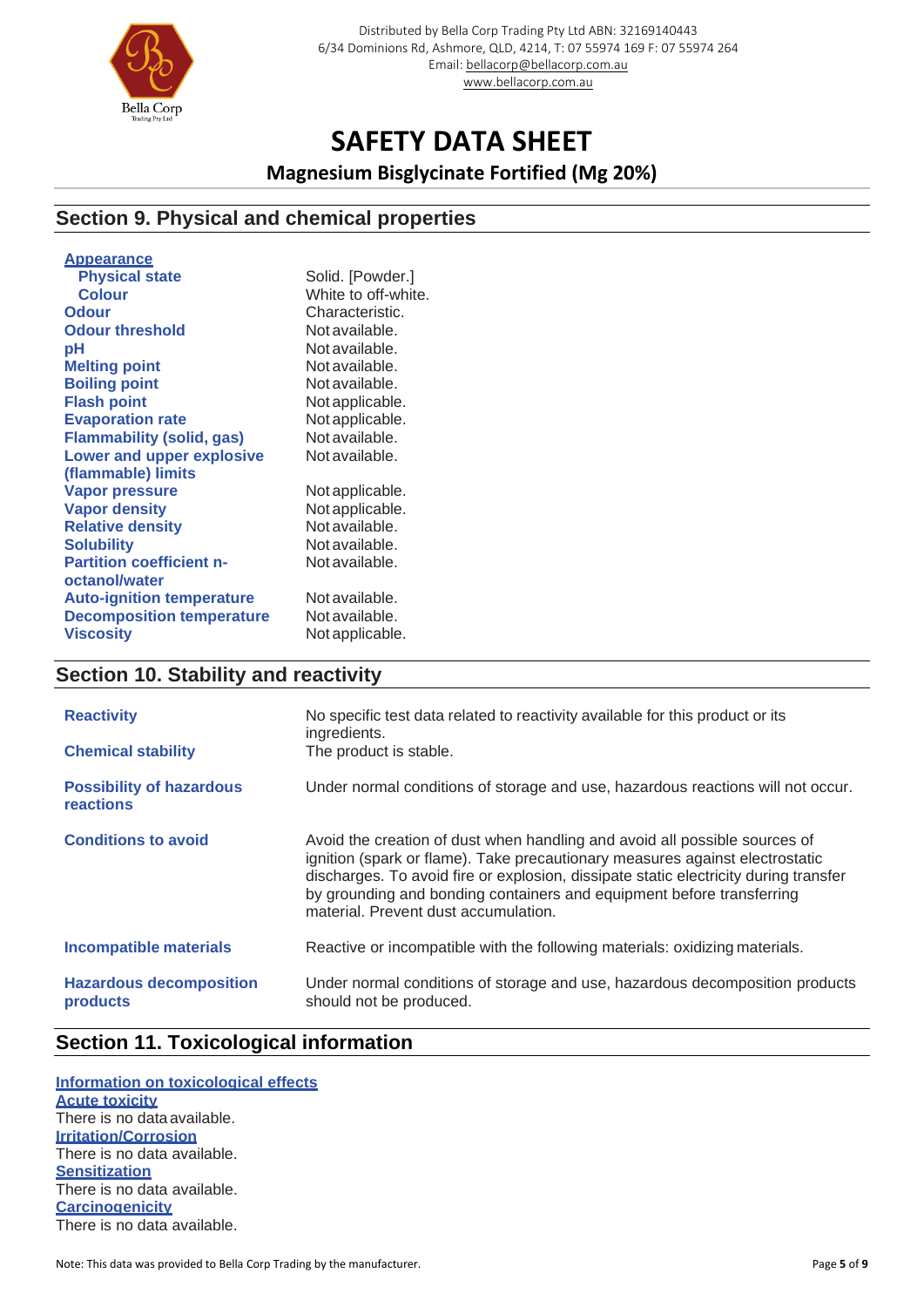## Section 9. Physical and chemical properties

| Property | Value |
|---|---|
| **Appearance** | |
| **Physical state** | Solid. [Powder.] |
| **Colour** | White to off-white. |
| **Odour** | Characteristic. |
| **Odour threshold** | Not available. |
| **pH** | Not available. |
| **Melting point** | Not available. |
| **Boiling point** | Not available. |
| **Flash point** | Not applicable. |
| **Evaporation rate** | Not applicable. |
| **Flammability (solid, gas)** | Not available. |
| **Lower and upper explosive (flammable) limits** | Not available. |
| **Vapor pressure** | Not applicable. |
| **Vapor density** | Not applicable. |
| **Relative density** | Not available. |
| **Solubility** | Not available. |
| **Partition coefficient n-octanol/water** | Not available. |
| **Auto-ignition temperature** | Not available. |
| **Decomposition temperature** | Not available. |
| **Viscosity** | Not applicable. |

## Section 10. Stability and reactivity

| Property | Value |
|---|---|
| **Reactivity** | No specific test data related to reactivity available for this product or its ingredients. |
| **Chemical stability** | The product is stable. |
| **Possibility of hazardous reactions** | Under normal conditions of storage and use, hazardous reactions will not occur. |
| **Conditions to avoid** | Avoid the creation of dust when handling and avoid all possible sources of ignition (spark or flame). Take precautionary measures against electrostatic discharges. To avoid fire or explosion, dissipate static electricity during transfer by grounding and bonding containers and equipment before transferring material. Prevent dust accumulation. |
| **Incompatible materials** | Reactive or incompatible with the following materials: oxidizing materials. |
| **Hazardous decomposition products** | Under normal conditions of storage and use, hazardous decomposition products should not be produced. |

## Section 11. Toxicological information

**Information on toxicological effects**

**Acute toxicity**

There is no data available.

**Irritation/Corrosion**

There is no data available.

**Sensitization**

There is no data available.

**Carcinogenicity**

There is no data available.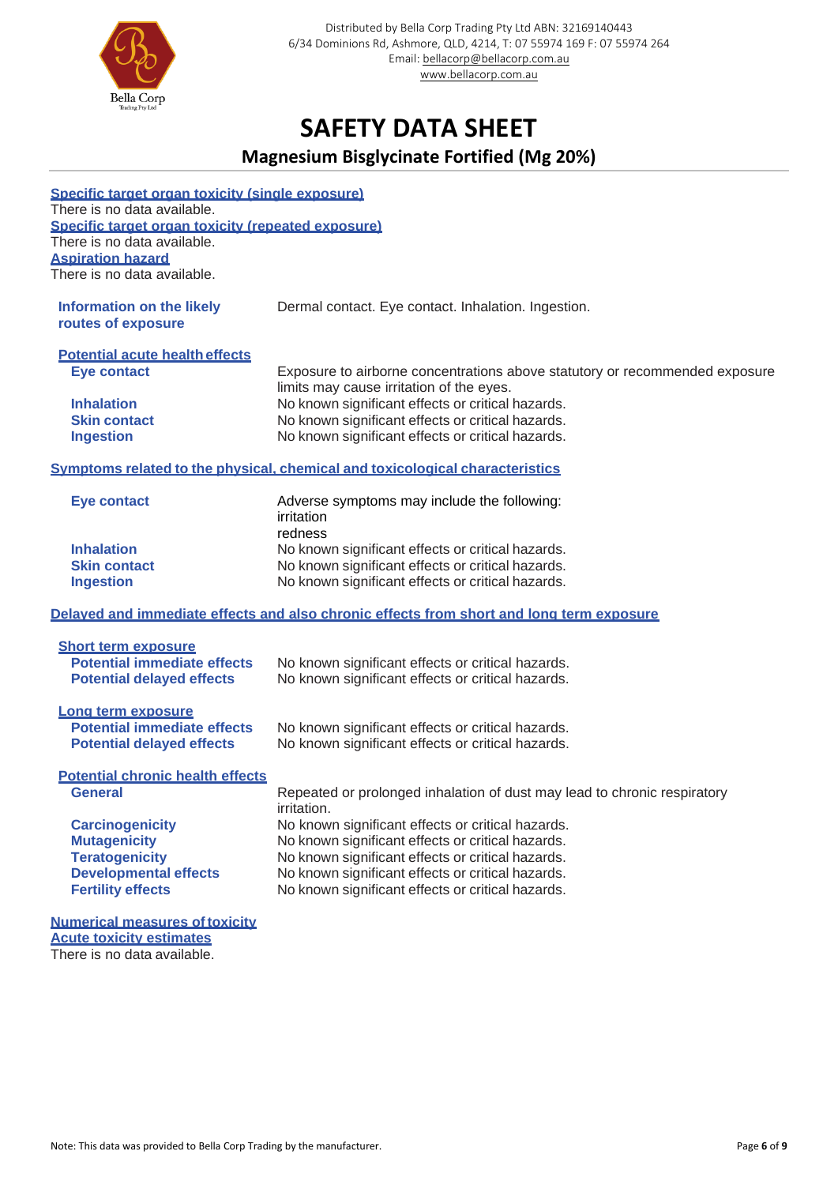**Specific target organ toxicity (single exposure)**

There is no data available.

**Specific target organ toxicity (repeated exposure)**

There is no data available.

**Aspiration hazard**

There is no data available.

| | |
|---|---|
| **Information on the likely routes of exposure** | Dermal contact. Eye contact. Inhalation. Ingestion. |

**Potential acute health effects**

| | |
|---|---|
| **Eye contact** | Exposure to airborne concentrations above statutory or recommended exposure limits may cause irritation of the eyes. |
| **Inhalation** | No known significant effects or critical hazards. |
| **Skin contact** | No known significant effects or critical hazards. |
| **Ingestion** | No known significant effects or critical hazards. |

**Symptoms related to the physical, chemical and toxicological characteristics**

| | |
|---|---|
| **Eye contact** | Adverse symptoms may include the following:<br>irritation<br>redness |
| **Inhalation** | No known significant effects or critical hazards. |
| **Skin contact** | No known significant effects or critical hazards. |
| **Ingestion** | No known significant effects or critical hazards. |

**Delayed and immediate effects and also chronic effects from short and long term exposure**

**Short term exposure**

| | |
|---|---|
| **Potential immediate effects** | No known significant effects or critical hazards. |
| **Potential delayed effects** | No known significant effects or critical hazards. |

**Long term exposure**

| | |
|---|---|
| **Potential immediate effects** | No known significant effects or critical hazards. |
| **Potential delayed effects** | No known significant effects or critical hazards. |

**Potential chronic health effects**

| | |
|---|---|
| **General** | Repeated or prolonged inhalation of dust may lead to chronic respiratory irritation. |
| **Carcinogenicity** | No known significant effects or critical hazards. |
| **Mutagenicity** | No known significant effects or critical hazards. |
| **Teratogenicity** | No known significant effects or critical hazards. |
| **Developmental effects** | No known significant effects or critical hazards. |
| **Fertility effects** | No known significant effects or critical hazards. |

**Numerical measures of toxicity**

**Acute toxicity estimates**

There is no data available.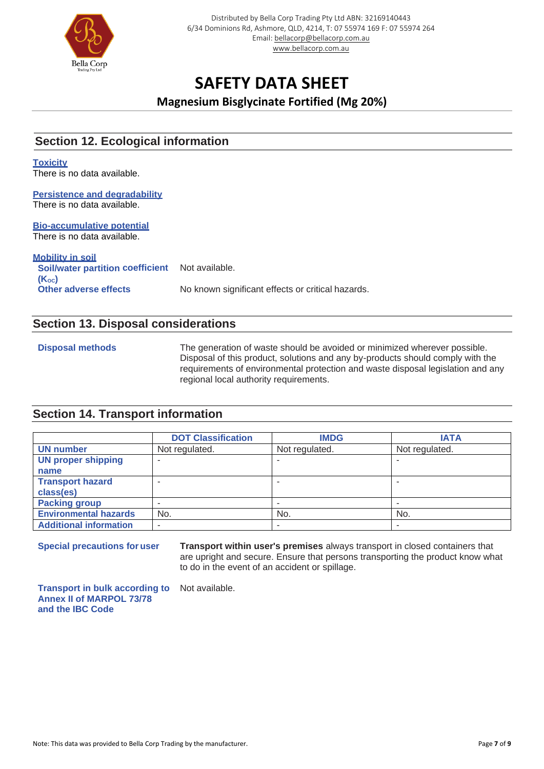# SAFETY DATA SHEET

## Magnesium Bisglycinate Fortified (Mg 20%)

## Section 12. Ecological information

**Toxicity**

There is no data available.

**Persistence and degradability**

There is no data available.

**Bio-accumulative potential**

There is no data available.

**Mobility in soil**

**Soil/water partition coefficient ($K_{OC}$)** Not available.

**Other adverse effects** No known significant effects or critical hazards.

## Section 13. Disposal considerations

**Disposal methods** The generation of waste should be avoided or minimized wherever possible. Disposal of this product, solutions and any by-products should comply with the requirements of environmental protection and waste disposal legislation and any regional local authority requirements.

## Section 14. Transport information

| | DOT Classification | IMDG | IATA |
|---|---|---|---|
| **UN number** | Not regulated. | Not regulated. | Not regulated. |
| **UN proper shipping name** | - | - | - |
| **Transport hazard class(es)** | - | - | - |
| **Packing group** | - | - | - |
| **Environmental hazards** | No. | No. | No. |
| **Additional information** | - | - | - |

**Special precautions for user** **Transport within user's premises** always transport in closed containers that are upright and secure. Ensure that persons transporting the product know what to do in the event of an accident or spillage.

**Transport in bulk according to Annex II of MARPOL 73/78 and the IBC Code** Not available.

Note: This data was provided to Bella Corp Trading by the manufacturer.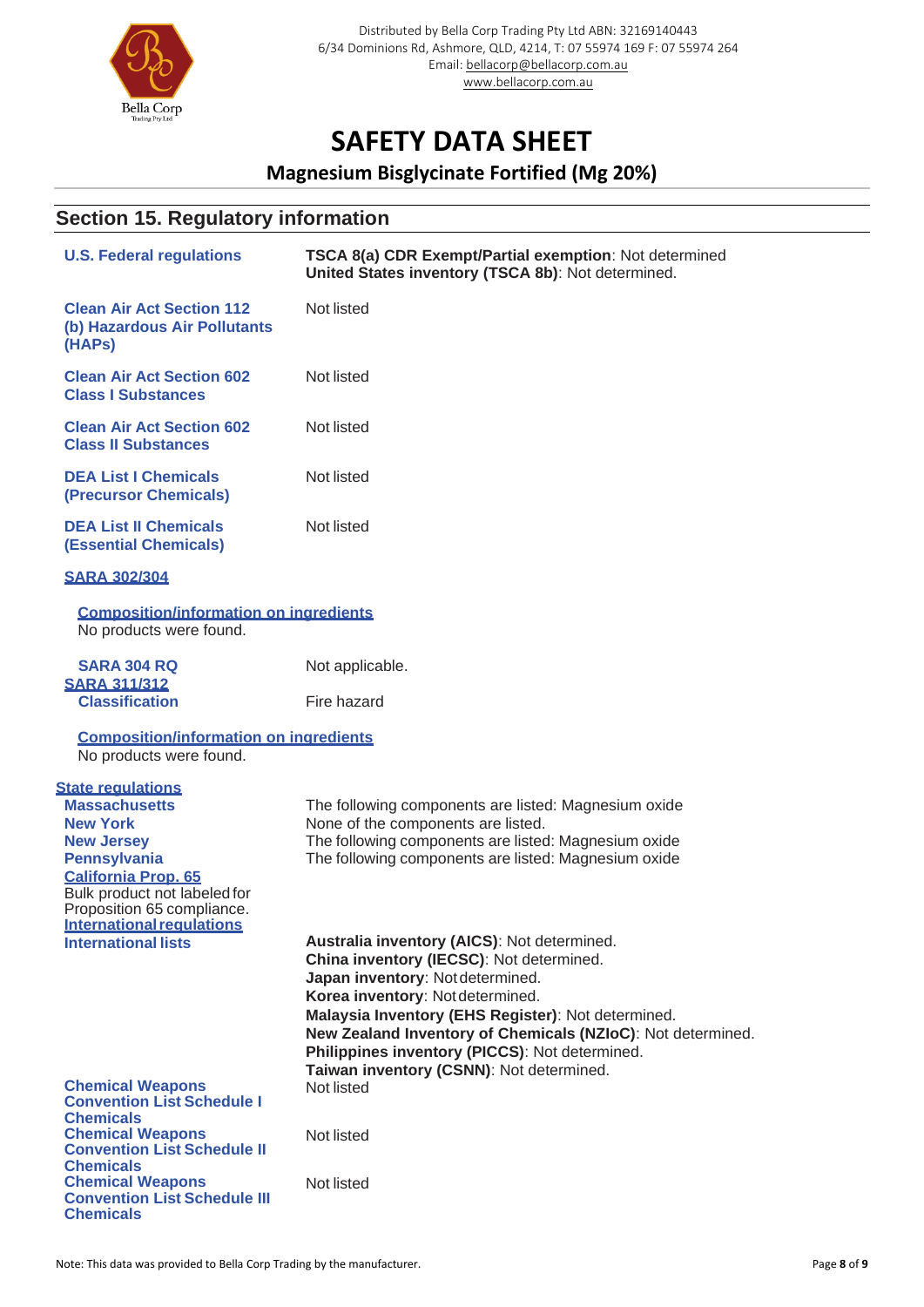# SAFETY DATA SHEET

## Magnesium Bisglycinate Fortified (Mg 20%)

## Section 15. Regulatory information

| | |
|---|---|
| **U.S. Federal regulations** | **TSCA 8(a) CDR Exempt/Partial exemption**: Not determined<br>**United States inventory (TSCA 8b)**: Not determined. |
| **Clean Air Act Section 112 (b) Hazardous Air Pollutants (HAPs)** | Not listed |
| **Clean Air Act Section 602 Class I Substances** | Not listed |
| **Clean Air Act Section 602 Class II Substances** | Not listed |
| **DEA List I Chemicals (Precursor Chemicals)** | Not listed |
| **DEA List II Chemicals (Essential Chemicals)** | Not listed |

**SARA 302/304**

**Composition/information on ingredients**

No products were found.

**SARA 304 RQ**: Not applicable.

**SARA 311/312**

**Classification**: Fire hazard

**Composition/information on ingredients**

No products were found.

**State regulations**

| | |
|---|---|
| **Massachusetts** | The following components are listed: Magnesium oxide |
| **New York** | None of the components are listed. |
| **New Jersey** | The following components are listed: Magnesium oxide |
| **Pennsylvania** | The following components are listed: Magnesium oxide |

**California Prop. 65**

Bulk product not labeled for Proposition 65 compliance.

**International regulations**

**International lists**

**Australia inventory (AICS)**: Not determined.
**China inventory (IECSC)**: Not determined.
**Japan inventory**: Not determined.
**Korea inventory**: Not determined.
**Malaysia Inventory (EHS Register)**: Not determined.
**New Zealand Inventory of Chemicals (NZIoC)**: Not determined.
**Philippines inventory (PICCS)**: Not determined.
**Taiwan inventory (CSNN)**: Not determined.

| | |
|---|---|
| **Chemical Weapons Convention List Schedule I Chemicals** | Not listed |
| **Chemical Weapons Convention List Schedule II Chemicals** | Not listed |
| **Chemical Weapons Convention List Schedule III Chemicals** | Not listed |

Note: This data was provided to Bella Corp Trading by the manufacturer.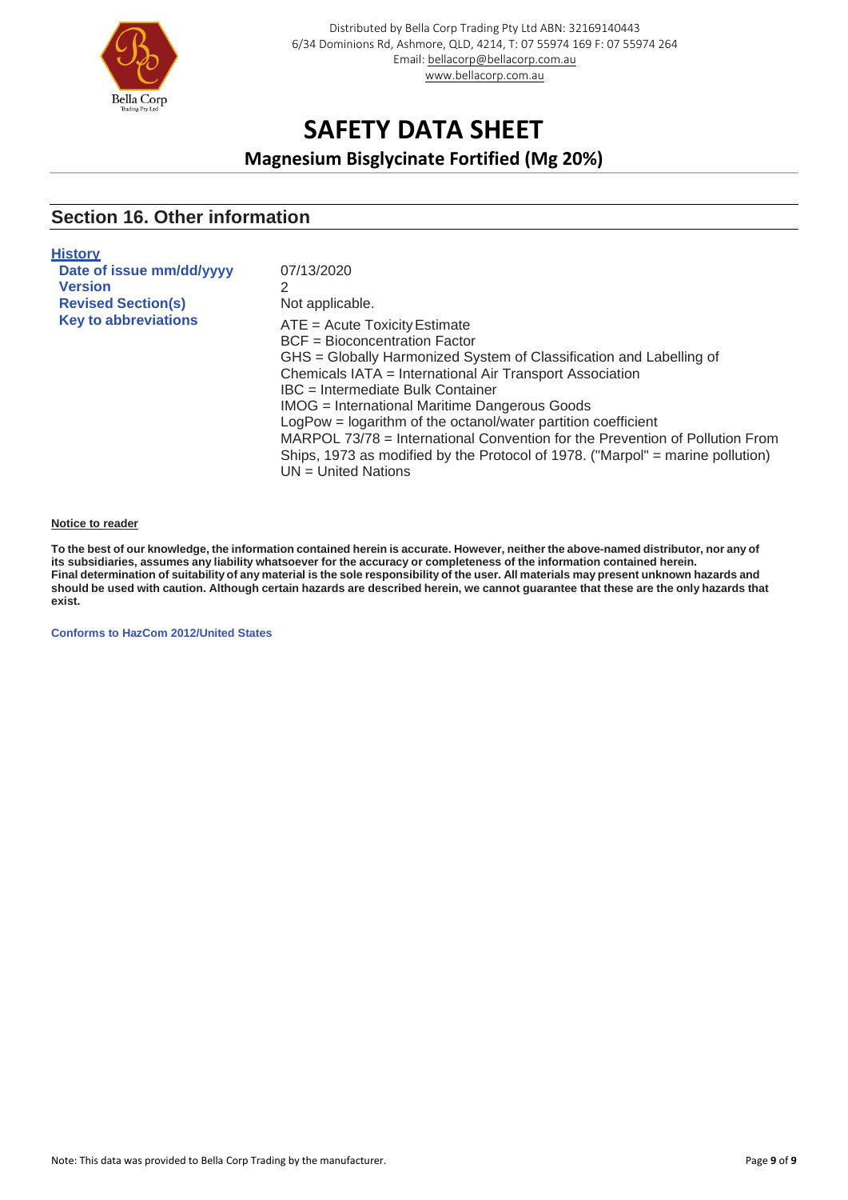# SAFETY DATA SHEET

## Magnesium Bisglycinate Fortified (Mg 20%)

## Section 16. Other information

**History**

| | |
|---|---|
| **Date of issue mm/dd/yyyy** | 07/13/2020 |
| **Version** | 2 |
| **Revised Section(s)** | Not applicable. |
| **Key to abbreviations** | ATE = Acute Toxicity Estimate<br>BCF = Bioconcentration Factor<br>GHS = Globally Harmonized System of Classification and Labelling of Chemicals IATA = International Air Transport Association<br>IBC = Intermediate Bulk Container<br>IMOG = International Maritime Dangerous Goods<br>LogPow = logarithm of the octanol/water partition coefficient<br>MARPOL 73/78 = International Convention for the Prevention of Pollution From Ships, 1973 as modified by the Protocol of 1978. ("Marpol" = marine pollution)<br>UN = United Nations |

**Notice to reader**

**To the best of our knowledge, the information contained herein is accurate. However, neither the above-named distributor, nor any of its subsidiaries, assumes any liability whatsoever for the accuracy or completeness of the information contained herein. Final determination of suitability of any material is the sole responsibility of the user. All materials may present unknown hazards and should be used with caution. Although certain hazards are described herein, we cannot guarantee that these are the only hazards that exist.**

**Conforms to HazCom 2012/United States**

Note: This data was provided to Bella Corp Trading by the manufacturer.